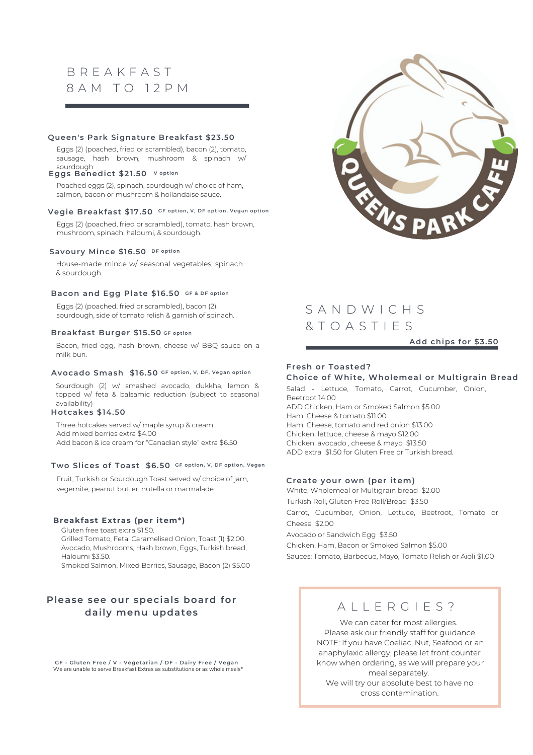# BREAKFAST
## 8AM TO 12PM

### Queen's Park Signature Breakfast $23.50

Eggs (2) (poached, fried or scrambled), bacon (2), tomato, sausage, hash brown, mushroom & spinach w/ sourdough

### Eggs Benedict $21.50 V option

Poached eggs (2), spinach, sourdough w/ choice of ham, salmon, bacon or mushroom & hollandaise sauce.

### Vegie Breakfast $17.50 GF option, V, DF option, Vegan option

Eggs (2) (poached, fried or scrambled), tomato, hash brown, mushroom, spinach, haloumi, & sourdough.

### Savoury Mince $16.50 DF option

House-made mince w/ seasonal vegetables, spinach & sourdough.

### Bacon and Egg Plate $16.50 GF & DF option

Eggs (2) (poached, fried or scrambled), bacon (2), sourdough, side of tomato relish & garnish of spinach.

### Breakfast Burger $15.50 GF option

Bacon, fried egg, hash brown, cheese w/ BBQ sauce on a milk bun.

### Avocado Smash $16.50 GF option, V, DF, Vegan option

Sourdough (2) w/ smashed avocado, dukkha, lemon & topped w/ feta & balsamic reduction (subject to seasonal availability)

### Hotcakes $14.50

Three hotcakes served w/ maple syrup & cream.
Add mixed berries extra $4.00
Add bacon & ice cream for "Canadian style" extra $6.50

### Two Slices of Toast $6.50 GF option, V, DF option, Vegan

Fruit, Turkish or Sourdough Toast served w/ choice of jam, vegemite, peanut butter, nutella or marmalade.

### Breakfast Extras (per item*)

Gluten free toast extra $1.50.
Grilled Tomato, Feta, Caramelised Onion, Toast (1) $2.00.
Avocado, Mushrooms, Hash brown, Eggs, Turkish bread, Haloumi $3.50.
Smoked Salmon, Mixed Berries, Sausage, Bacon (2) $5.00

**Please see our specials board for daily menu updates**

GF - Gluten Free / V - Vegetarian / DF - Dairy Free / Vegan
We are unable to serve Breakfast Extras as substitutions or as whole meals*

QUEENS PARK CAFE

# SANDWICHS & TOASTIES

**Add chips for $3.50**

### Fresh or Toasted?
### Choice of White, Wholemeal or Multigrain Bread

Salad - Lettuce, Tomato, Carrot, Cucumber, Onion, Beetroot 14.00
ADD Chicken, Ham or Smoked Salmon $5.00
Ham, Cheese & tomato $11.00
Ham, Cheese, tomato and red onion $13.00
Chicken, lettuce, cheese & mayo $12.00
Chicken, avocado , cheese & mayo $13.50
ADD extra $1.50 for Gluten Free or Turkish bread.

### Create your own (per item)

White, Wholemeal or Multigrain bread $2.00
Turkish Roll, Gluten Free Roll/Bread $3.50
Carrot, Cucumber, Onion, Lettuce, Beetroot, Tomato or Cheese $2.00
Avocado or Sandwich Egg $3.50
Chicken, Ham, Bacon or Smoked Salmon $5.00
Sauces: Tomato, Barbecue, Mayo, Tomato Relish or Aioli $1.00

## ALLERGIES?

We can cater for most allergies.
Please ask our friendly staff for guidance
NOTE: If you have Coeliac, Nut, Seafood or an anaphylaxic allergy, please let front counter know when ordering, as we will prepare your meal separately.
We will try our absolute best to have no cross contamination.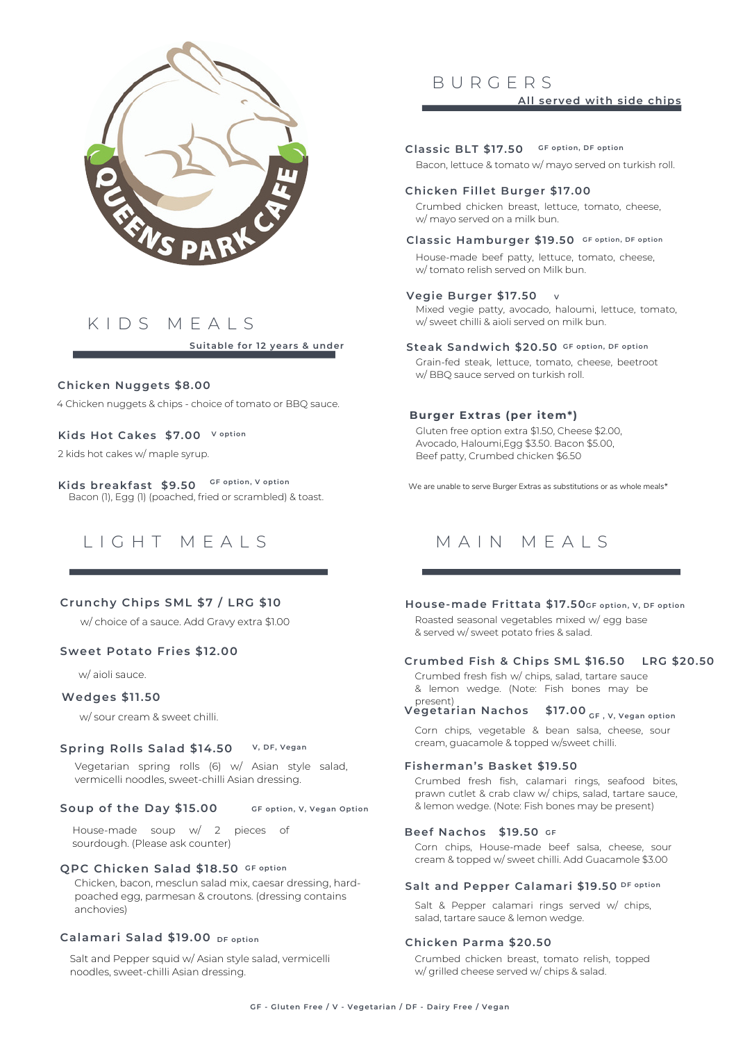QUEENS PARK CAFE

## KIDS MEALS

Suitable for 12 years & under

**Chicken Nuggets $8.00**

4 Chicken nuggets & chips - choice of tomato or BBQ sauce.

**Kids Hot Cakes $7.00** V option

2 kids hot cakes w/ maple syrup.

**Kids breakfast $9.50** GF option, V option

Bacon (1), Egg (1) (poached, fried or scrambled) & toast.

## LIGHT MEALS

**Crunchy Chips SML $7 / LRG $10**

w/ choice of a sauce. Add Gravy extra $1.00

**Sweet Potato Fries $12.00**

w/ aioli sauce.

**Wedges $11.50**

w/ sour cream & sweet chilli.

**Spring Rolls Salad $14.50** V, DF, Vegan

Vegetarian spring rolls (6) w/ Asian style salad, vermicelli noodles, sweet-chilli Asian dressing.

**Soup of the Day $15.00** GF option, V, Vegan Option

House-made soup w/ 2 pieces of sourdough. (Please ask counter)

**QPC Chicken Salad $18.50** GF option

Chicken, bacon, mesclun salad mix, caesar dressing, hard-poached egg, parmesan & croutons. (dressing contains anchovies)

**Calamari Salad $19.00** DF option

Salt and Pepper squid w/ Asian style salad, vermicelli noodles, sweet-chilli Asian dressing.

## BURGERS

All served with side chips

**Classic BLT $17.50** GF option, DF option

Bacon, lettuce & tomato w/ mayo served on turkish roll.

**Chicken Fillet Burger $17.00**

Crumbed chicken breast, lettuce, tomato, cheese, w/ mayo served on a milk bun.

**Classic Hamburger $19.50** GF option, DF option

House-made beef patty, lettuce, tomato, cheese, w/ tomato relish served on Milk bun.

**Vegie Burger $17.50** V

Mixed vegie patty, avocado, haloumi, lettuce, tomato, w/ sweet chilli & aioli served on milk bun.

**Steak Sandwich $20.50** GF option, DF option

Grain-fed steak, lettuce, tomato, cheese, beetroot w/ BBQ sauce served on turkish roll.

**Burger Extras (per item*)**

Gluten free option extra $1.50, Cheese $2.00, Avocado, Haloumi,Egg $3.50. Bacon $5.00, Beef patty, Crumbed chicken $6.50

We are unable to serve Burger Extras as substitutions or as whole meals*

## MAIN MEALS

**House-made Frittata $17.50** GF option, V, DF option

Roasted seasonal vegetables mixed w/ egg base & served w/ sweet potato fries & salad.

**Crumbed Fish & Chips SML $16.50 LRG $20.50**

Crumbed fresh fish w/ chips, salad, tartare sauce & lemon wedge. (Note: Fish bones may be present)

**Vegetarian Nachos $17.00** GF, V, Vegan option

Corn chips, vegetable & bean salsa, cheese, sour cream, guacamole & topped w/sweet chilli.

**Fisherman's Basket $19.50**

Crumbed fresh fish, calamari rings, seafood bites, prawn cutlet & crab claw w/ chips, salad, tartare sauce, & lemon wedge. (Note: Fish bones may be present)

**Beef Nachos $19.50** GF

Corn chips, House-made beef salsa, cheese, sour cream & topped w/ sweet chilli. Add Guacamole $3.00

**Salt and Pepper Calamari $19.50** DF option

Salt & Pepper calamari rings served w/ chips, salad, tartare sauce & lemon wedge.

**Chicken Parma $20.50**

Crumbed chicken breast, tomato relish, topped w/ grilled cheese served w/ chips & salad.

GF - Gluten Free / V - Vegetarian / DF - Dairy Free / Vegan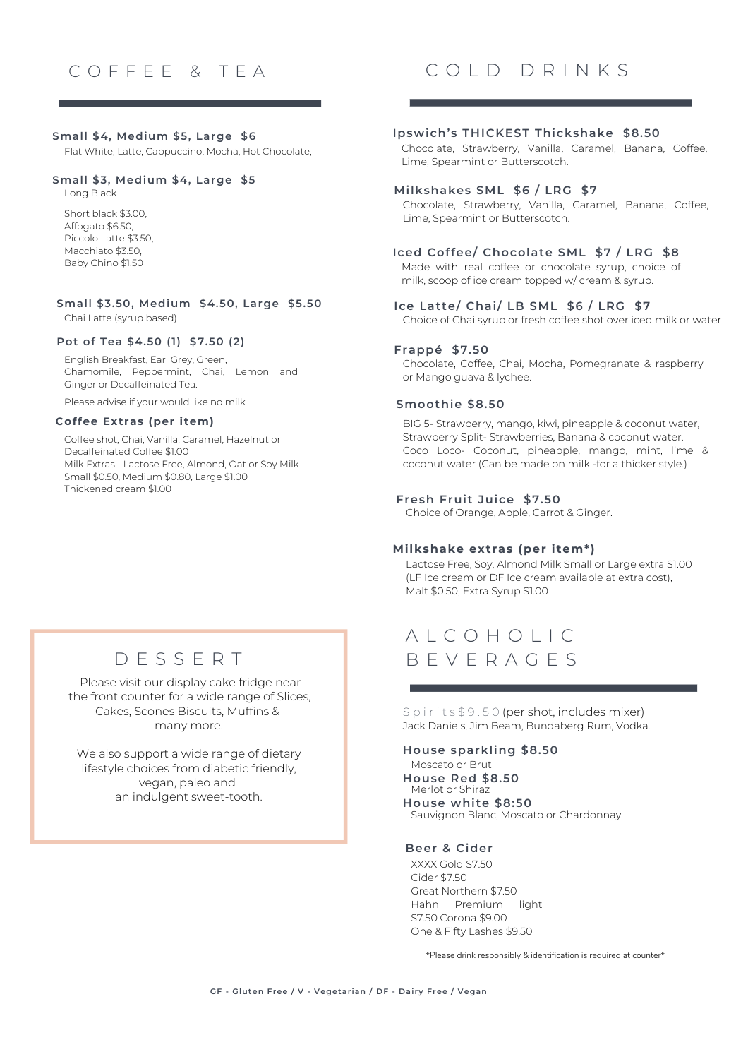# COFFEE & TEA

**Small $4, Medium $5, Large $6**
Flat White, Latte, Cappuccino, Mocha, Hot Chocolate,

**Small $3, Medium $4, Large $5**
Long Black

Short black $3.00,
Affogato $6.50,
Piccolo Latte $3.50,
Macchiato $3.50,
Baby Chino $1.50

**Small $3.50, Medium $4.50, Large $5.50**
Chai Latte (syrup based)

**Pot of Tea $4.50 (1) $7.50 (2)**
English Breakfast, Earl Grey, Green, Chamomile, Peppermint, Chai, Lemon and Ginger or Decaffeinated Tea.

Please advise if your would like no milk

**Coffee Extras (per item)**
Coffee shot, Chai, Vanilla, Caramel, Hazelnut or Decaffeinated Coffee $1.00
Milk Extras - Lactose Free, Almond, Oat or Soy Milk Small $0.50, Medium $0.80, Large $1.00
Thickened cream $1.00

# DESSERT

Please visit our display cake fridge near the front counter for a wide range of Slices, Cakes, Scones Biscuits, Muffins & many more.

We also support a wide range of dietary lifestyle choices from diabetic friendly, vegan, paleo and an indulgent sweet-tooth.

# COLD DRINKS

**Ipswich's THICKEST Thickshake $8.50**
Chocolate, Strawberry, Vanilla, Caramel, Banana, Coffee, Lime, Spearmint or Butterscotch.

**Milkshakes SML $6 / LRG $7**
Chocolate, Strawberry, Vanilla, Caramel, Banana, Coffee, Lime, Spearmint or Butterscotch.

**Iced Coffee/ Chocolate SML $7 / LRG $8**
Made with real coffee or chocolate syrup, choice of milk, scoop of ice cream topped w/ cream & syrup.

**Ice Latte/ Chai/ LB SML $6 / LRG $7**
Choice of Chai syrup or fresh coffee shot over iced milk or water

**Frappé $7.50**
Chocolate, Coffee, Chai, Mocha, Pomegranate & raspberry or Mango guava & lychee.

**Smoothie $8.50**
BIG 5- Strawberry, mango, kiwi, pineapple & coconut water,
Strawberry Split- Strawberries, Banana & coconut water.
Coco Loco- Coconut, pineapple, mango, mint, lime & coconut water (Can be made on milk -for a thicker style.)

**Fresh Fruit Juice $7.50**
Choice of Orange, Apple, Carrot & Ginger.

**Milkshake extras (per item*)**
Lactose Free, Soy, Almond Milk Small or Large extra $1.00 (LF Ice cream or DF Ice cream available at extra cost), Malt $0.50, Extra Syrup $1.00

# ALCOHOLIC BEVERAGES

Spirits $9.50 (per shot, includes mixer)
Jack Daniels, Jim Beam, Bundaberg Rum, Vodka.

**House sparkling $8.50**
Moscato or Brut

**House Red $8.50**
Merlot or Shiraz

**House white $8:50**
Sauvignon Blanc, Moscato or Chardonnay

**Beer & Cider**
XXXX Gold $7.50
Cider $7.50
Great Northern $7.50
Hahn Premium light $7.50
Corona $9.00
One & Fifty Lashes $9.50

*Please drink responsibly & identification is required at counter*

**GF - Gluten Free / V - Vegetarian / DF - Dairy Free / Vegan**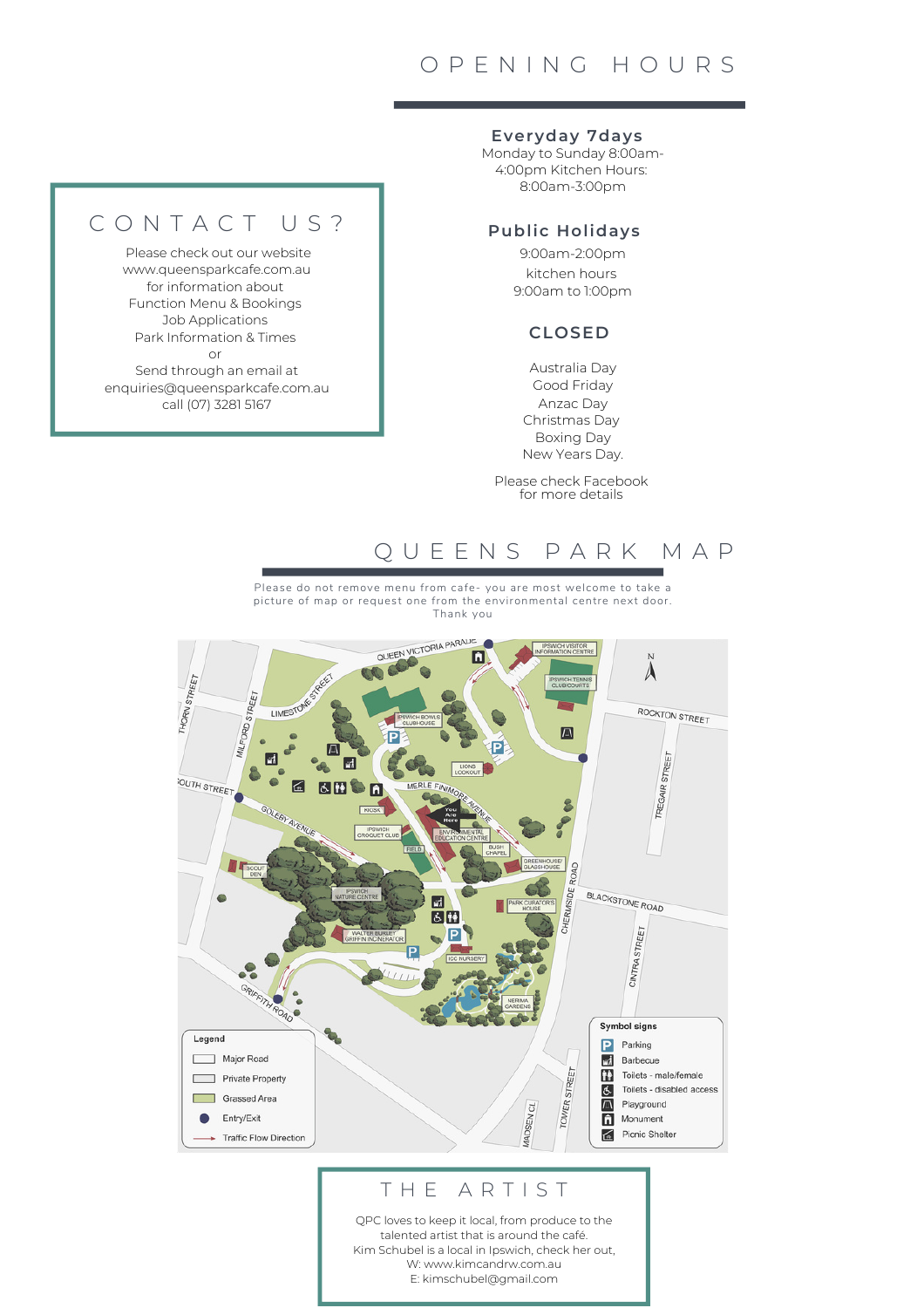# OPENING HOURS

**Everyday 7days**
Monday to Sunday 8:00am-4:00pm Kitchen Hours: 8:00am-3:00pm

**Public Holidays**
9:00am-2:00pm
kitchen hours
9:00am to 1:00pm

**CLOSED**

Australia Day
Good Friday
Anzac Day
Christmas Day
Boxing Day
New Years Day.

Please check Facebook for more details

# CONTACT US?

Please check out our website
www.queensparkcafe.com.au
for information about
Function Menu & Bookings
Job Applications
Park Information & Times
or
Send through an email at
enquiries@queensparkcafe.com.au
call (07) 3281 5167

# QUEENS PARK MAP

Please do not remove menu from cafe- you are most welcome to take a picture of map or request one from the environmental centre next door. Thank you

QUEEN VICTORIA PARADE
IPSWICH VISITOR INFORMATION CENTRE
IPSWICH TENNIS CLUB/COURTS
N
ROCKTON STREET
TREGAIR STREET
THORN STREET
MILFORD STREET
LIMESTONE STREET
IPSWICH BOWLS CLUBHOUSE
LIONS LOOKOUT
SOUTH STREET
MERLE FINIMORE AVENUE
GOLEBY AVENUE
KIOSK
You Are Here
IPSWICH CROQUET CLUB
ENVIRONMENTAL EDUCATION CENTRE
FIELD
BUSH CHAPEL
GREENHOUSE/ GLASSHOUSE
SCOUT DEN
IPSWICH NATURE CENTRE
PARK CURATOR'S HOUSE
CHERMSIDE ROAD
BLACKSTONE ROAD
CINTRA STREET
WALTER BURLEY GRIFFIN INCINERATOR
ICC NURSERY
GRIFFITH ROAD
NERIMA GARDENS
MADSEN CL
TOWER STREET

Legend
Major Road
Private Property
Grassed Area
Entry/Exit
Traffic Flow Direction

Symbol signs
Parking
Barbecue
Toilets - male/female
Toilets - disabled access
Playground
Monument
Picnic Shelter

# THE ARTIST

QPC loves to keep it local, from produce to the talented artist that is around the café.
Kim Schubel is a local in Ipswich, check her out,
W: www.kimcandrw.com.au
E: kimschubel@gmail.com